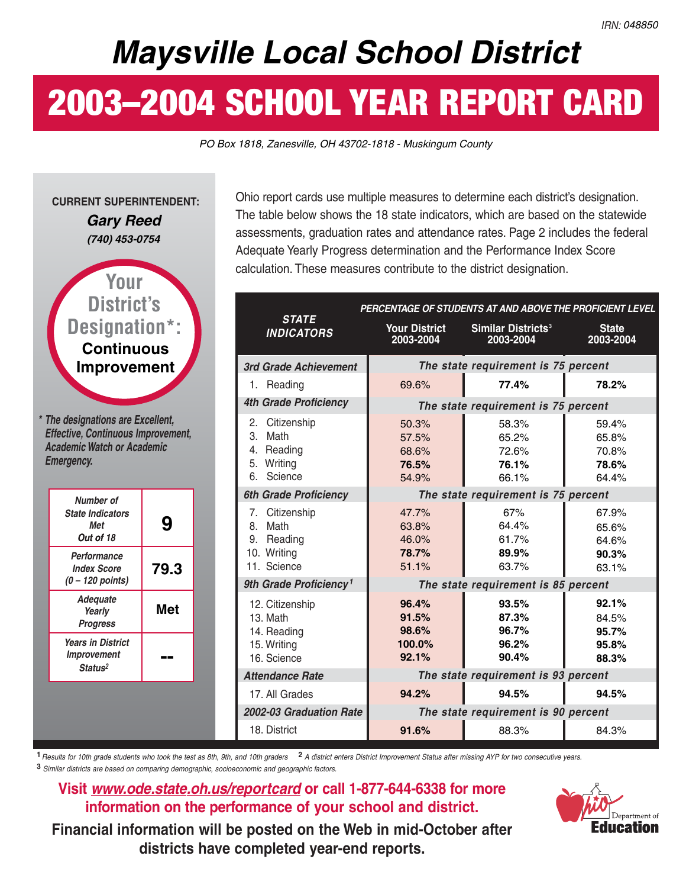IRN: 048850

# Maysville Local School District

# 2003–2004 SCHOOL YEAR REPORT CARD

*PO Box 1818, Zanesville, OH 43702-1818 - Muskingum County*

**CURRENT SUPERINTENDENT:**
***Gary Reed***
***(740) 453-0754***

**Your District's Designation*:**
**Continuous Improvement**

*\* The designations are Excellent, Effective, Continuous Improvement, Academic Watch or Academic Emergency.*

| | |
|---|---|
| *Number of State Indicators Met Out of 18* | **9** |
| *Performance Index Score (0 – 120 points)* | **79.3** |
| *Adequate Yearly Progress* | **Met** |
| *Years in District Improvement Status*[2] | **--** |

Ohio report cards use multiple measures to determine each district's designation. The table below shows the 18 state indicators, which are based on the statewide assessments, graduation rates and attendance rates. Page 2 includes the federal Adequate Yearly Progress determination and the Performance Index Score calculation. These measures contribute to the district designation.

| STATE INDICATORS | PERCENTAGE OF STUDENTS AT AND ABOVE THE PROFICIENT LEVEL | | |
|---|---|---|---|
| | Your District 2003-2004 | Similar Districts[3] 2003-2004 | State 2003-2004 |
| ***3rd Grade Achievement*** | *The state requirement is 75 percent* | | |
| 1. Reading | 69.6% | **77.4%** | **78.2%** |
| ***4th Grade Proficiency*** | *The state requirement is 75 percent* | | |
| 2. Citizenship | 50.3% | 58.3% | 59.4% |
| 3. Math | 57.5% | 65.2% | 65.8% |
| 4. Reading | 68.6% | 72.6% | 70.8% |
| 5. Writing | **76.5%** | **76.1%** | **78.6%** |
| 6. Science | 54.9% | 66.1% | 64.4% |
| ***6th Grade Proficiency*** | *The state requirement is 75 percent* | | |
| 7. Citizenship | 47.7% | 67% | 67.9% |
| 8. Math | 63.8% | 64.4% | 65.6% |
| 9. Reading | 46.0% | 61.7% | 64.6% |
| 10. Writing | **78.7%** | **89.9%** | **90.3%** |
| 11. Science | 51.1% | 63.7% | 63.1% |
| ***9th Grade Proficiency***[1] | *The state requirement is 85 percent* | | |
| 12. Citizenship | **96.4%** | **93.5%** | **92.1%** |
| 13. Math | **91.5%** | **87.3%** | 84.5% |
| 14. Reading | **98.6%** | **96.7%** | **95.7%** |
| 15. Writing | **100.0%** | **96.2%** | **95.8%** |
| 16. Science | **92.1%** | **90.4%** | **88.3%** |
| ***Attendance Rate*** | *The state requirement is 93 percent* | | |
| 17. All Grades | **94.2%** | **94.5%** | **94.5%** |
| ***2002-03 Graduation Rate*** | *The state requirement is 90 percent* | | |
| 18. District | **91.6%** | 88.3% | 84.3% |

[1] *Results for 10th grade students who took the test as 8th, 9th, and 10th graders* [2] *A district enters District Improvement Status after missing AYP for two consecutive years.*
[3] *Similar districts are based on comparing demographic, socioeconomic and geographic factors.*

**Visit *www.ode.state.oh.us/reportcard* or call 1-877-644-6338 for more information on the performance of your school and district.**

**Financial information will be posted on the Web in mid-October after districts have completed year-end reports.**

Ohio Department of Education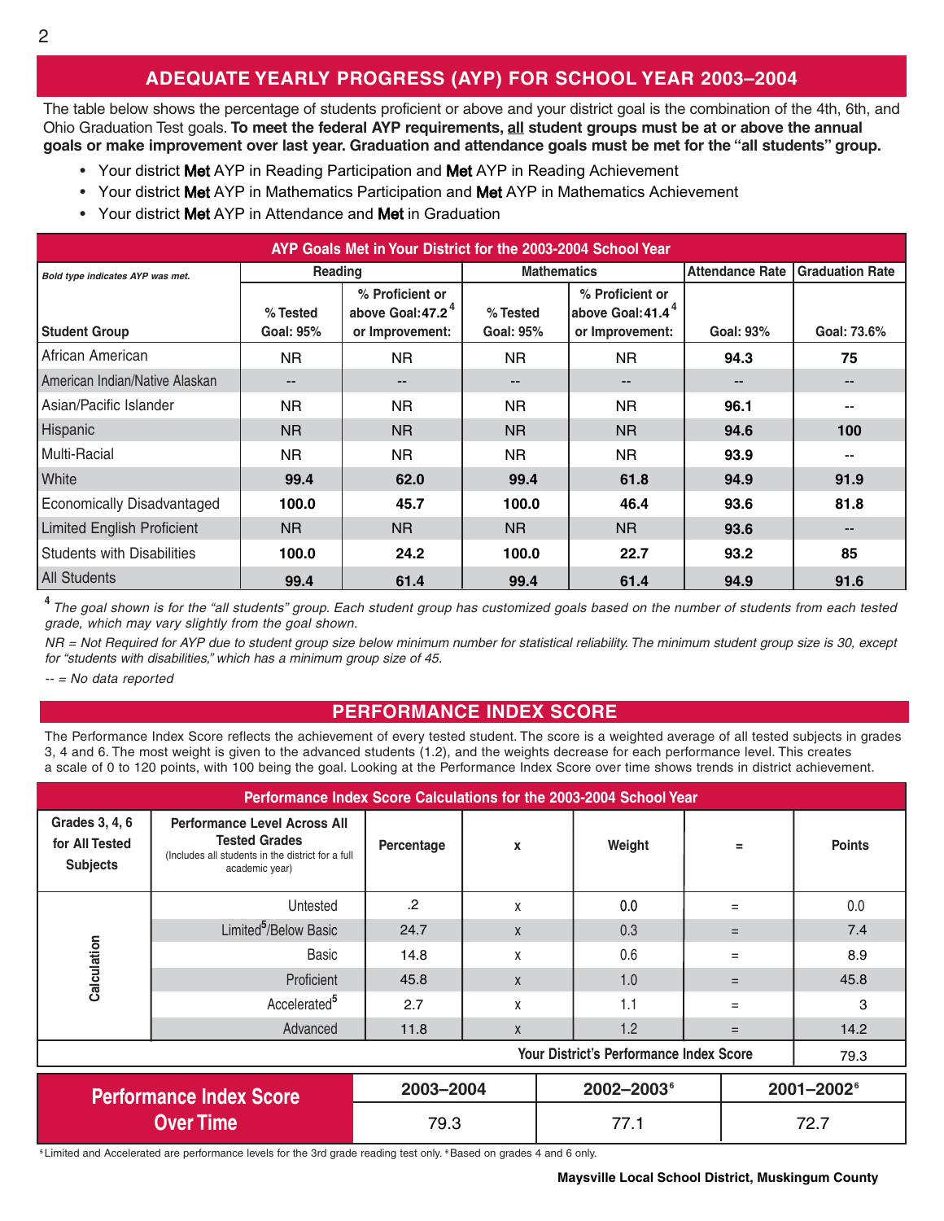## ADEQUATE YEARLY PROGRESS (AYP) FOR SCHOOL YEAR 2003–2004

The table below shows the percentage of students proficient or above and your district goal is the combination of the 4th, 6th, and Ohio Graduation Test goals. **To meet the federal AYP requirements, all student groups must be at or above the annual goals or make improvement over last year. Graduation and attendance goals must be met for the "all students" group.**

- Your district **Met** AYP in Reading Participation and **Met** AYP in Reading Achievement
- Your district **Met** AYP in Mathematics Participation and **Met** AYP in Mathematics Achievement
- Your district **Met** AYP in Attendance and **Met** in Graduation

**AYP Goals Met in Your District for the 2003-2004 School Year**

| *Bold type indicates AYP was met.* | Reading | | Mathematics | | Attendance Rate | Graduation Rate |
|---|---|---|---|---|---|---|
| Student Group | % Tested Goal: 95% | % Proficient or above Goal: 47.2[4] or Improvement: | % Tested Goal: 95% | % Proficient or above Goal: 41.4[4] or Improvement: | Goal: 93% | Goal: 73.6% |
| African American | NR | NR | NR | NR | **94.3** | **75** |
| American Indian/Native Alaskan | -- | -- | -- | -- | -- | -- |
| Asian/Pacific Islander | NR | NR | NR | NR | **96.1** | -- |
| Hispanic | NR | NR | NR | NR | **94.6** | **100** |
| Multi-Racial | NR | NR | NR | NR | **93.9** | -- |
| White | **99.4** | **62.0** | **99.4** | **61.8** | **94.9** | **91.9** |
| Economically Disadvantaged | **100.0** | **45.7** | **100.0** | **46.4** | **93.6** | **81.8** |
| Limited English Proficient | NR | NR | NR | NR | **93.6** | -- |
| Students with Disabilities | **100.0** | **24.2** | **100.0** | **22.7** | **93.2** | **85** |
| All Students | **99.4** | **61.4** | **99.4** | **61.4** | **94.9** | **91.6** |

[4] *The goal shown is for the "all students" group. Each student group has customized goals based on the number of students from each tested grade, which may vary slightly from the goal shown.*

*NR = Not Required for AYP due to student group size below minimum number for statistical reliability. The minimum student group size is 30, except for "students with disabilities," which has a minimum group size of 45.*

*-- = No data reported*

## PERFORMANCE INDEX SCORE

The Performance Index Score reflects the achievement of every tested student. The score is a weighted average of all tested subjects in grades 3, 4 and 6. The most weight is given to the advanced students (1.2), and the weights decrease for each performance level. This creates a scale of 0 to 120 points, with 100 being the goal. Looking at the Performance Index Score over time shows trends in district achievement.

**Performance Index Score Calculations for the 2003-2004 School Year**

| Grades 3, 4, 6 for All Tested Subjects | Performance Level Across All Tested Grades (Includes all students in the district for a full academic year) | Percentage | x | Weight | = | Points |
|---|---|---|---|---|---|---|
| Calculation | Untested | .2 | x | 0.0 | = | 0.0 |
| | Limited[5]/Below Basic | 24.7 | x | 0.3 | = | 7.4 |
| | Basic | 14.8 | x | 0.6 | = | 8.9 |
| | Proficient | 45.8 | x | 1.0 | = | 45.8 |
| | Accelerated[5] | 2.7 | x | 1.1 | = | 3 |
| | Advanced | 11.8 | x | 1.2 | = | 14.2 |
| | | | | | Your District's Performance Index Score | 79.3 |

| Performance Index Score Over Time | 2003–2004 | 2002–2003[6] | 2001–2002[6] |
|---|---|---|---|
| | 79.3 | 77.1 | 72.7 |

[5] Limited and Accelerated are performance levels for the 3rd grade reading test only. [6] Based on grades 4 and 6 only.

Maysville Local School District, Muskingum County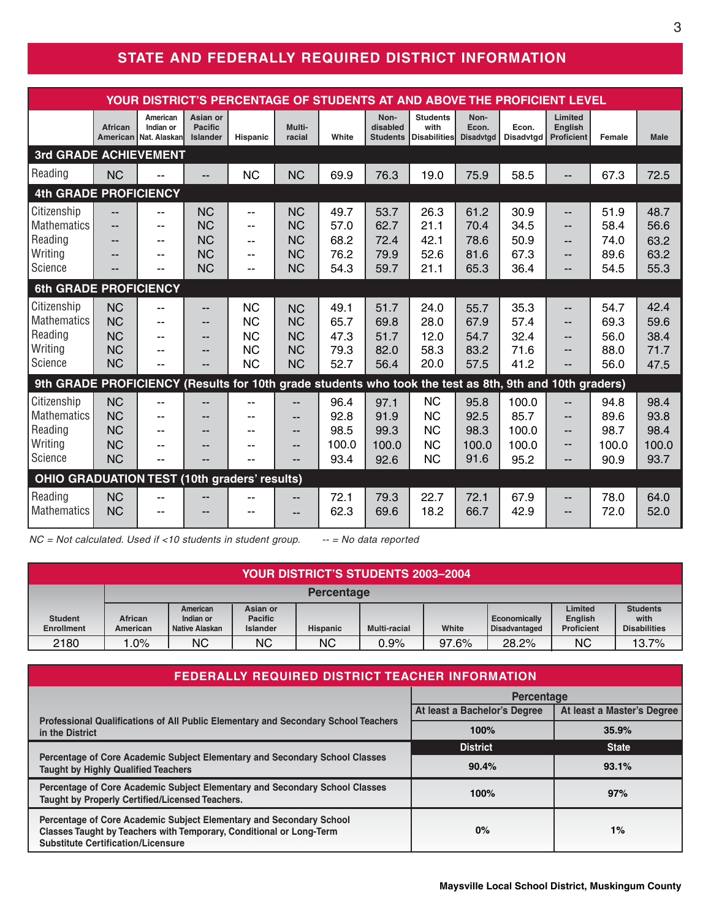# STATE AND FEDERALLY REQUIRED DISTRICT INFORMATION

## YOUR DISTRICT'S PERCENTAGE OF STUDENTS AT AND ABOVE THE PROFICIENT LEVEL

| | African American | American Indian or Nat. Alaskan | Asian or Pacific Islander | Hispanic | Multi-racial | White | Non-disabled Students | Students with Disabilities | Non-Econ. Disadvtgd | Econ. Disadvtgd | Limited English Proficient | Female | Male |
|---|---|---|---|---|---|---|---|---|---|---|---|---|---|
| **3rd GRADE ACHIEVEMENT** | | | | | | | | | | | | | |
| Reading | NC | -- | -- | NC | NC | 69.9 | 76.3 | 19.0 | 75.9 | 58.5 | -- | 67.3 | 72.5 |
| **4th GRADE PROFICIENCY** | | | | | | | | | | | | | |
| Citizenship | -- | -- | NC | -- | NC | 49.7 | 53.7 | 26.3 | 61.2 | 30.9 | -- | 51.9 | 48.7 |
| Mathematics | -- | -- | NC | -- | NC | 57.0 | 62.7 | 21.1 | 70.4 | 34.5 | -- | 58.4 | 56.6 |
| Reading | -- | -- | NC | -- | NC | 68.2 | 72.4 | 42.1 | 78.6 | 50.9 | -- | 74.0 | 63.2 |
| Writing | -- | -- | NC | -- | NC | 76.2 | 79.9 | 52.6 | 81.6 | 67.3 | -- | 89.6 | 63.2 |
| Science | -- | -- | NC | -- | NC | 54.3 | 59.7 | 21.1 | 65.3 | 36.4 | -- | 54.5 | 55.3 |
| **6th GRADE PROFICIENCY** | | | | | | | | | | | | | |
| Citizenship | NC | -- | -- | NC | NC | 49.1 | 51.7 | 24.0 | 55.7 | 35.3 | -- | 54.7 | 42.4 |
| Mathematics | NC | -- | -- | NC | NC | 65.7 | 69.8 | 28.0 | 67.9 | 57.4 | -- | 69.3 | 59.6 |
| Reading | NC | -- | -- | NC | NC | 47.3 | 51.7 | 12.0 | 54.7 | 32.4 | -- | 56.0 | 38.4 |
| Writing | NC | -- | -- | NC | NC | 79.3 | 82.0 | 58.3 | 83.2 | 71.6 | -- | 88.0 | 71.7 |
| Science | NC | -- | -- | NC | NC | 52.7 | 56.4 | 20.0 | 57.5 | 41.2 | -- | 56.0 | 47.5 |
| **9th GRADE PROFICIENCY (Results for 10th grade students who took the test as 8th, 9th and 10th graders)** | | | | | | | | | | | | | |
| Citizenship | NC | -- | -- | -- | -- | 96.4 | 97.1 | NC | 95.8 | 100.0 | -- | 94.8 | 98.4 |
| Mathematics | NC | -- | -- | -- | -- | 92.8 | 91.9 | NC | 92.5 | 85.7 | -- | 89.6 | 93.8 |
| Reading | NC | -- | -- | -- | -- | 98.5 | 99.3 | NC | 98.3 | 100.0 | -- | 98.7 | 98.4 |
| Writing | NC | -- | -- | -- | -- | 100.0 | 100.0 | NC | 100.0 | 100.0 | -- | 100.0 | 100.0 |
| Science | NC | -- | -- | -- | -- | 93.4 | 92.6 | NC | 91.6 | 95.2 | -- | 90.9 | 93.7 |
| **OHIO GRADUATION TEST (10th graders' results)** | | | | | | | | | | | | | |
| Reading | NC | -- | -- | -- | -- | 72.1 | 79.3 | 22.7 | 72.1 | 67.9 | -- | 78.0 | 64.0 |
| Mathematics | NC | -- | -- | -- | -- | 62.3 | 69.6 | 18.2 | 66.7 | 42.9 | -- | 72.0 | 52.0 |

*NC = Not calculated. Used if <10 students in student group.* *-- = No data reported*

## YOUR DISTRICT'S STUDENTS 2003–2004

| | Percentage | | | | | | | | |
|---|---|---|---|---|---|---|---|---|---|
| Student Enrollment | African American | American Indian or Native Alaskan | Asian or Pacific Islander | Hispanic | Multi-racial | White | Economically Disadvantaged | Limited English Proficient | Students with Disabilities |
| 2180 | 1.0% | NC | NC | NC | 0.9% | 97.6% | 28.2% | NC | 13.7% |

## FEDERALLY REQUIRED DISTRICT TEACHER INFORMATION

| | Percentage | |
|---|---|---|
| | At least a Bachelor's Degree | At least a Master's Degree |
| Professional Qualifications of All Public Elementary and Secondary School Teachers in the District | 100% | 35.9% |
| | **District** | **State** |
| Percentage of Core Academic Subject Elementary and Secondary School Classes Taught by Highly Qualified Teachers | 90.4% | 93.1% |
| Percentage of Core Academic Subject Elementary and Secondary School Classes Taught by Properly Certified/Licensed Teachers. | 100% | 97% |
| Percentage of Core Academic Subject Elementary and Secondary School Classes Taught by Teachers with Temporary, Conditional or Long-Term Substitute Certification/Licensure | 0% | 1% |

**Maysville Local School District, Muskingum County**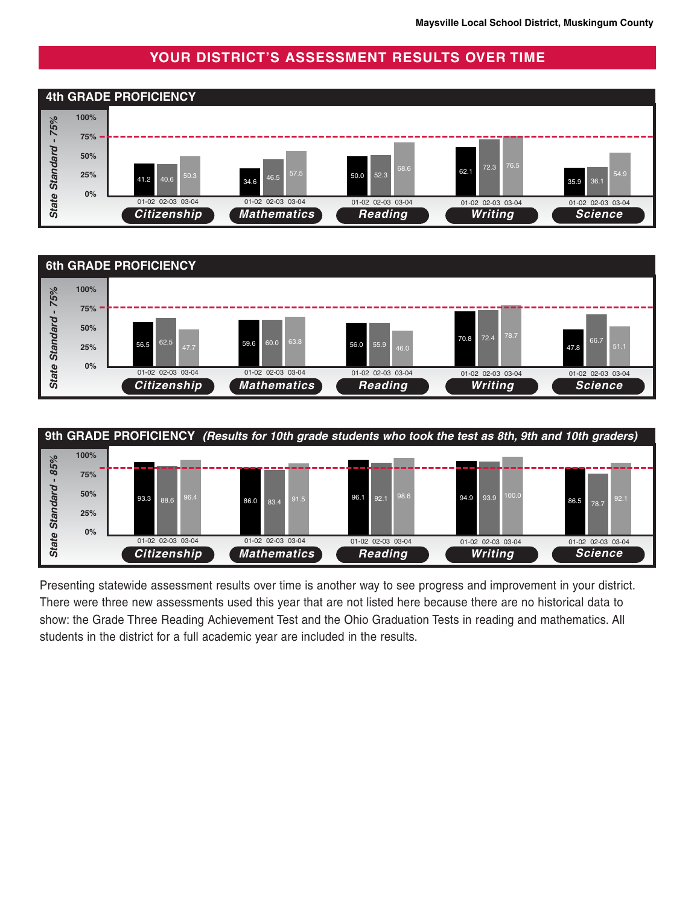## YOUR DISTRICT'S ASSESSMENT RESULTS OVER TIME

### 4th GRADE PROFICIENCY

State Standard - 75%

100%
75%
50%
25%
0%

Citizenship: 01-02 41.2, 02-03 40.6, 03-04 50.3
Mathematics: 01-02 34.6, 02-03 46.5, 03-04 57.5
Reading: 01-02 50.0, 02-03 52.3, 03-04 68.6
Writing: 01-02 62.1, 02-03 72.3, 03-04 76.5
Science: 01-02 35.9, 02-03 36.1, 03-04 54.9

### 6th GRADE PROFICIENCY

State Standard - 75%

100%
75%
50%
25%
0%

Citizenship: 01-02 56.5, 02-03 62.5, 03-04 47.7
Mathematics: 01-02 59.6, 02-03 60.0, 03-04 63.8
Reading: 01-02 56.0, 02-03 55.9, 03-04 46.0
Writing: 01-02 70.8, 02-03 72.4, 03-04 78.7
Science: 01-02 47.8, 02-03 66.7, 03-04 51.1

### 9th GRADE PROFICIENCY *(Results for 10th grade students who took the test as 8th, 9th and 10th graders)*

State Standard - 85%

100%
75%
50%
25%
0%

Citizenship: 01-02 93.3, 02-03 88.6, 03-04 96.4
Mathematics: 01-02 86.0, 02-03 83.4, 03-04 91.5
Reading: 01-02 96.1, 02-03 92.1, 03-04 98.6
Writing: 01-02 94.9, 02-03 93.9, 03-04 100.0
Science: 01-02 86.5, 02-03 78.7, 03-04 92.1

Presenting statewide assessment results over time is another way to see progress and improvement in your district. There were three new assessments used this year that are not listed here because there are no historical data to show: the Grade Three Reading Achievement Test and the Ohio Graduation Tests in reading and mathematics. All students in the district for a full academic year are included in the results.